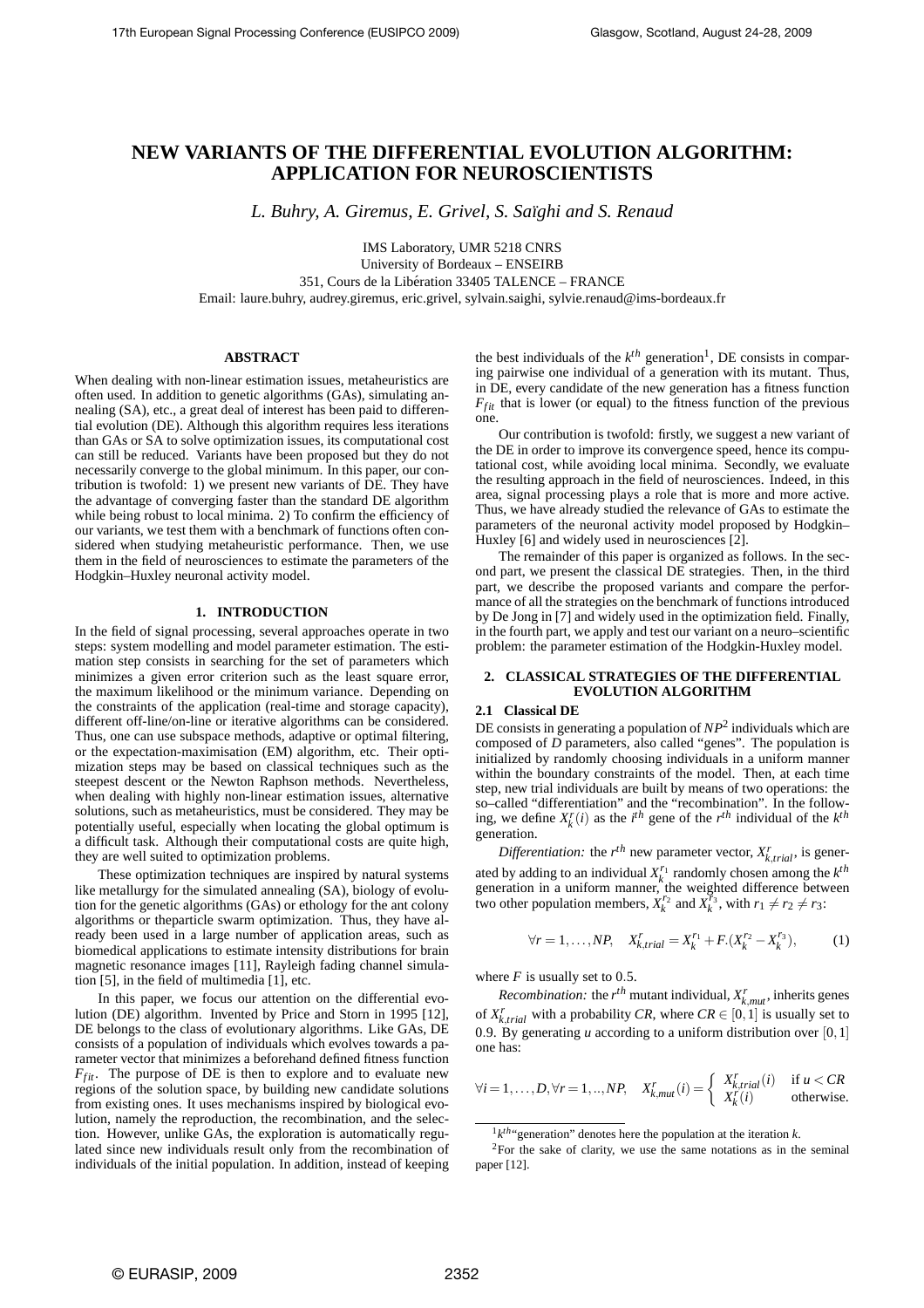# NEW VARIANTS OF THE DIFFERENTIAL EVOLUTION ALGORITHM: APPLICATION FOR NEUROSCIENTISTS

*L. Buhry, A. Giremus, E. Grivel, S. Saïghi and S. Renaud*

IMS Laboratory, UMR 5218 CNRS
University of Bordeaux – ENSEIRB
351, Cours de la Libération 33405 TALENCE – FRANCE
Email: laure.buhry, audrey.giremus, eric.grivel, sylvain.saighi, sylvie.renaud@ims-bordeaux.fr

## ABSTRACT

When dealing with non-linear estimation issues, metaheuristics are often used. In addition to genetic algorithms (GAs), simulating annealing (SA), etc., a great deal of interest has been paid to differential evolution (DE). Although this algorithm requires less iterations than GAs or SA to solve optimization issues, its computational cost can still be reduced. Variants have been proposed but they do not necessarily converge to the global minimum. In this paper, our contribution is twofold: 1) we present new variants of DE. They have the advantage of converging faster than the standard DE algorithm while being robust to local minima. 2) To confirm the efficiency of our variants, we test them with a benchmark of functions often considered when studying metaheuristic performance. Then, we use them in the field of neurosciences to estimate the parameters of the Hodgkin–Huxley neuronal activity model.

## 1. INTRODUCTION

In the field of signal processing, several approaches operate in two steps: system modelling and model parameter estimation. The estimation step consists in searching for the set of parameters which minimizes a given error criterion such as the least square error, the maximum likelihood or the minimum variance. Depending on the constraints of the application (real-time and storage capacity), different off-line/on-line or iterative algorithms can be considered. Thus, one can use subspace methods, adaptive or optimal filtering, or the expectation-maximisation (EM) algorithm, etc. Their optimization steps may be based on classical techniques such as the steepest descent or the Newton Raphson methods. Nevertheless, when dealing with highly non-linear estimation issues, alternative solutions, such as metaheuristics, must be considered. They may be potentially useful, especially when locating the global optimum is a difficult task. Although their computational costs are quite high, they are well suited to optimization problems.

These optimization techniques are inspired by natural systems like metallurgy for the simulated annealing (SA), biology of evolution for the genetic algorithms (GAs) or ethology for the ant colony algorithms or theparticle swarm optimization. Thus, they have already been used in a large number of application areas, such as biomedical applications to estimate intensity distributions for brain magnetic resonance images [11], Rayleigh fading channel simulation [5], in the field of multimedia [1], etc.

In this paper, we focus our attention on the differential evolution (DE) algorithm. Invented by Price and Storn in 1995 [12], DE belongs to the class of evolutionary algorithms. Like GAs, DE consists of a population of individuals which evolves towards a parameter vector that minimizes a beforehand defined fitness function $F_{fit}$. The purpose of DE is then to explore and to evaluate new regions of the solution space, by building new candidate solutions from existing ones. It uses mechanisms inspired by biological evolution, namely the reproduction, the recombination, and the selection. However, unlike GAs, the exploration is automatically regulated since new individuals result only from the recombination of individuals of the initial population. In addition, instead of keeping the best individuals of the $k^{th}$ generation[1], DE consists in comparing pairwise one individual of a generation with its mutant. Thus, in DE, every candidate of the new generation has a fitness function $F_{fit}$ that is lower (or equal) to the fitness function of the previous one.

Our contribution is twofold: firstly, we suggest a new variant of the DE in order to improve its convergence speed, hence its computational cost, while avoiding local minima. Secondly, we evaluate the resulting approach in the field of neurosciences. Indeed, in this area, signal processing plays a role that is more and more active. Thus, we have already studied the relevance of GAs to estimate the parameters of the neuronal activity model proposed by Hodgkin–Huxley [6] and widely used in neurosciences [2].

The remainder of this paper is organized as follows. In the second part, we present the classical DE strategies. Then, in the third part, we describe the proposed variants and compare the performance of all the strategies on the benchmark of functions introduced by De Jong in [7] and widely used in the optimization field. Finally, in the fourth part, we apply and test our variant on a neuro–scientific problem: the parameter estimation of the Hodgkin-Huxley model.

## 2. CLASSICAL STRATEGIES OF THE DIFFERENTIAL EVOLUTION ALGORITHM

### 2.1 Classical DE

DE consists in generating a population of $NP$[2] individuals which are composed of $D$ parameters, also called "genes". The population is initialized by randomly choosing individuals in a uniform manner within the boundary constraints of the model. Then, at each time step, new trial individuals are built by means of two operations: the so–called "differentiation" and the "recombination". In the following, we define $X_k^r(i)$ as the $i^{th}$ gene of the $r^{th}$ individual of the $k^{th}$ generation.

*Differentiation:* the $r^{th}$ new parameter vector, $X_{k,trial}^r$, is generated by adding to an individual $X_k^{r_1}$ randomly chosen among the $k^{th}$ generation in a uniform manner, the weighted difference between two other population members, $X_k^{r_2}$ and $X_k^{r_3}$, with $r_1 \neq r_2 \neq r_3$:

$$\forall r = 1,\dots,NP, \quad X_{k,trial}^r = X_k^{r_1} + F.(X_k^{r_2} - X_k^{r_3}), \tag{1}$$

where $F$ is usually set to 0.5.

*Recombination:* the $r^{th}$ mutant individual, $X_{k,mut}^r$, inherits genes of $X_{k,trial}^r$ with a probability $CR$, where $CR \in [0,1]$ is usually set to 0.9. By generating $u$ according to a uniform distribution over $[0,1]$ one has:

$$\forall i = 1,\dots,D, \forall r = 1,..,NP, \quad X_{k,mut}^r(i) = \begin{cases} X_{k,trial}^r(i) & \text{if } u < CR \\ X_k^r(i) & \text{otherwise.} \end{cases}$$

---

[1] $k^{th}$"generation" denotes here the population at the iteration $k$.

[2] For the sake of clarity, we use the same notations as in the seminal paper [12].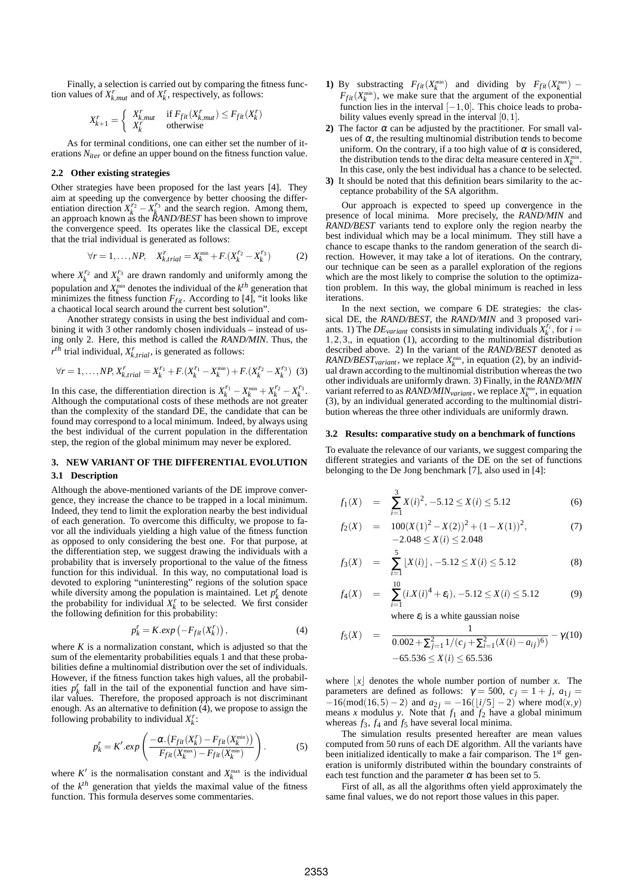Finally, a selection is carried out by comparing the fitness function values of $X^r_{k,mut}$ and of $X^r_k$, respectively, as follows:

$$X^r_{k+1} = \begin{cases} X^r_{k,mut} & \text{if } F_{fit}(X^r_{k,mut}) \leq F_{fit}(X^r_k) \\ X^r_k & \text{otherwise} \end{cases}$$

As for terminal conditions, one can either set the number of iterations $N_{iter}$ or define an upper bound on the fitness function value.

### 2.2 Other existing strategies

Other strategies have been proposed for the last years [4]. They aim at speeding up the convergence by better choosing the differentiation direction $X^{r_2}_k - X^{r_3}_k$ and the search region. Among them, an approach known as the *RAND/BEST* has been shown to improve the convergence speed. Its operates like the classical DE, except that the trial individual is generated as follows:

$$\forall r = 1, \ldots, NP, \quad X^r_{k,trial} = X^{\min}_k + F.(X^{r_2}_k - X^{r_3}_k) \tag{2}$$

where $X^{r_2}_k$ and $X^{r_3}_k$ are drawn randomly and uniformly among the population and $X^{\min}_k$ denotes the individual of the $k^{th}$ generation that minimizes the fitness function $F_{fit}$. According to [4], "it looks like a chaotical local search around the current best solution".

Another strategy consists in using the best individual and combining it with 3 other randomly chosen individuals – instead of using only 2. Here, this method is called the *RAND/MIN*. Thus, the $r^{th}$ trial individual, $X^r_{k,trial}$, is generated as follows:

$$\forall r = 1, \ldots, NP, X^r_{k,trial} = X^{r_1}_k + F.(X^{r_1}_k - X^{\min}_k) + F.(X^{r_2}_k - X^{r_3}_k) \tag{3}$$

In this case, the differentiation direction is $X^{r_1}_k - X^{\min}_k + X^{r_2}_k - X^{r_3}_k$. Although the computational costs of these methods are not greater than the complexity of the standard DE, the candidate that can be found may correspond to a local minimum. Indeed, by always using the best individual of the current population in the differentation step, the region of the global minimum may never be explored.

## 3. NEW VARIANT OF THE DIFFERENTIAL EVOLUTION

### 3.1 Description

Although the above-mentioned variants of the DE improve convergence, they increase the chance to be trapped in a local minimum. Indeed, they tend to limit the exploration nearby the best individual of each generation. To overcome this difficulty, we propose to favor all the individuals yielding a high value of the fitness function as opposed to only considering the best one. For that purpose, at the differentiation step, we suggest drawing the individuals with a probability that is inversely proportional to the value of the fitness function for this individual. In this way, no computational load is devoted to exploring "uninteresting" regions of the solution space while diversity among the population is maintained. Let $p^r_k$ denote the probability for individual $X^r_k$ to be selected. We first consider the following definition for this probability:

$$p^r_k = K.exp\left(-F_{fit}(X^r_k)\right), \tag{4}$$

where $K$ is a normalization constant, which is adjusted so that the sum of the elementarity probabilities equals 1 and that these probabilities define a multinomial distribution over the set of individuals. However, if the fitness function takes high values, all the probabilities $p^r_k$ fall in the tail of the exponential function and have similar values. Therefore, the proposed approach is not discriminant enough. As an alternative to definition (4), we propose to assign the following probability to individual $X^r_k$:

$$p^r_k = K'.exp\left(\frac{-\alpha.\left(F_{fit}(X^r_k) - F_{fit}(X^{\min}_k)\right)}{F_{fit}(X^{\max}_k) - F_{fit}(X^{\min}_k)}\right). \tag{5}$$

where $K'$ is the normalisation constant and $X^{\max}_k$ is the individual of the $k^{th}$ generation that yields the maximal value of the fitness function. This formula deserves some commentaries.

**1)** By substracting $F_{fit}(X^{\min}_k)$ and dividing by $F_{fit}(X^{\max}_k) - F_{fit}(X^{\min}_k)$, we make sure that the argument of the exponential function lies in the interval $[-1, 0]$. This choice leads to probability values evenly spread in the interval $[0, 1]$.

**2)** The factor $\alpha$ can be adjusted by the practitioner. For small values of $\alpha$, the resulting multinomial distribution tends to become uniform. On the contrary, if a too high value of $\alpha$ is considered, the distribution tends to the dirac delta measure centered in $X^{\min}_k$. In this case, only the best individual has a chance to be selected.

**3)** It should be noted that this definition bears similarity to the acceptance probability of the SA algorithm.

Our approach is expected to speed up convergence in the presence of local minima. More precisely, the *RAND/MIN* and *RAND/BEST* variants tend to explore only the region nearby the best individual which may be a local minimum. They still have a chance to escape thanks to the random generation of the search direction. However, it may take a lot of iterations. On the contrary, our technique can be seen as a parallel exploration of the regions which are the most likely to comprise the solution to the optimization problem. In this way, the global minimum is reached in less iterations.

In the next section, we compare 6 DE strategies: the classical DE, the *RAND/BEST*, the *RAND/MIN* and 3 proposed variants. 1) The $DE_{variant}$ consists in simulating individuals $X^{r_i}_k$, for $i = 1, 2, 3,$, in equation (1), according to the multinomial distribution described above. 2) In the variant of the *RAND/BEST* denoted as $RAND/BEST_{variant}$, we replace $X^{\min}_k$, in equation (2), by an individual drawn according to the multinomial distribution whereas the two other individuals are uniformly drawn. 3) Finally, in the *RAND/MIN* variant referred to as $RAND/MIN_{variant}$, we replace $X^{\min}_k$, in equation (3), by an individual generated according to the multinomial distribution whereas the three other individuals are uniformly drawn.

### 3.2 Results: comparative study on a benchmark of functions

To evaluate the relevance of our variants, we suggest comparing the different strategies and variants of the DE on the set of functions belonging to the De Jong benchmark [7], also used in [4]:

$$f_1(X) = \sum_{i=1}^{3} X(i)^2, -5.12 \leq X(i) \leq 5.12 \tag{6}$$

$$f_2(X) = 100(X(1)^2 - X(2))^2 + (1 - X(1))^2, \quad -2.048 \leq X(i) \leq 2.048 \tag{7}$$

$$f_3(X) = \sum_{i=1}^{5} \lfloor X(i) \rfloor, -5.12 \leq X(i) \leq 5.12 \tag{8}$$

$$f_4(X) = \sum_{i=1}^{10} (i.X(i)^4 + \varepsilon_i), -5.12 \leq X(i) \leq 5.12 \tag{9}$$

where $\varepsilon_i$ is a white gaussian noise

$$f_5(X) = \frac{1}{0.002 + \sum_{j=1}^{2} 1/(c_j + \sum_{i=1}^{2}(X(i) - a_{ij})^6)} - \gamma, \quad -65.536 \leq X(i) \leq 65.536 \tag{10}$$

where $\lfloor x \rfloor$ denotes the whole number portion of number $x$. The parameters are defined as follows: $\gamma = 500$, $c_j = 1 + j$, $a_{1j} = -16(\text{mod}(16, 5) - 2)$ and $a_{2j} = -16(\lfloor i/5 \rfloor - 2)$ where $\text{mod}(x, y)$ means $x$ modulus $y$. Note that $f_1$ and $f_2$ have a global minimum whereas $f_3$, $f_4$ and $f_5$ have several local minima.

The simulation results presented hereafter are mean values computed from 50 runs of each DE algorithm. All the variants have been initialized identically to make a fair comparison. The $1^{st}$ generation is uniformly distributed within the boundary constraints of each test function and the parameter $\alpha$ has been set to 5.

First of all, as all the algorithms often yield approximately the same final values, we do not report those values in this paper.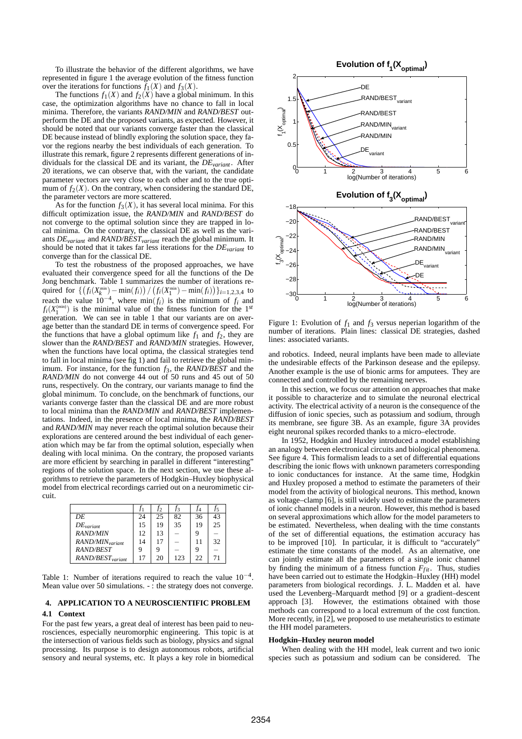To illustrate the behavior of the different algorithms, we have represented in figure 1 the average evolution of the fitness function over the iterations for functions $f_1(X)$ and $f_3(X)$.

The functions $f_1(X)$ and $f_2(X)$ have a global minimum. In this case, the optimization algorithms have no chance to fall in local minima. Therefore, the variants *RAND/MIN* and *RAND/BEST* outperform the DE and the proposed variants, as expected. However, it should be noted that our variants converge faster than the classical DE because instead of blindly exploring the solution space, they favor the regions nearby the best individuals of each generation. To illustrate this remark, figure 2 represents different generations of individuals for the classical DE and its variant, the $DE_{variant}$. After 20 iterations, we can observe that, with the variant, the candidate parameter vectors are very close to each other and to the true optimum of $f_2(X)$. On the contrary, when considering the standard DE, the parameter vectors are more scattered.

As for the function $f_3(X)$, it has several local minima. For this difficult optimization issue, the *RAND/MIN* and *RAND/BEST* do not converge to the optimal solution since they are trapped in local minima. On the contrary, the classical DE as well as the variants $DE_{variant}$ and $RAND/BEST_{variant}$ reach the global minimum. It should be noted that it takes far less iterations for the $DE_{variant}$ to converge than for the classical DE.

To test the robustness of the proposed approaches, we have evaluated their convergence speed for all the functions of the De Jong benchmark. Table 1 summarizes the number of iterations required for $\{(f_i(X_k^{\min}) - \min(f_i)) / (f_i(X_1^{\min}) - \min(f_i))\}_{i=1,2,3,4}$ to reach the value $10^{-4}$, where $\min(f_i)$ is the minimum of $f_i$ and $f_i(X_1^{(\min)})$ is the minimal value of the fitness function for the $1^{st}$ generation. We can see in table 1 that our variants are on average better than the standard DE in terms of convergence speed. For the functions that have a global optimum like $f_1$ and $f_2$, they are slower than the *RAND/BEST* and *RAND/MIN* strategies. However, when the functions have local optima, the classical strategies tend to fall in local minima (see fig 1) and fail to retrieve the global minimum. For instance, for the function $f_3$, the *RAND/BEST* and the *RAND/MIN* do not converge 44 out of 50 runs and 45 out of 50 runs, respectively. On the contrary, our variants manage to find the global minimum. To conclude, on the benchmark of functions, our variants converge faster than the classical DE and are more robust to local minima than the *RAND/MIN* and *RAND/BEST* implementations. Indeed, in the presence of local minima, the *RAND/BEST* and *RAND/MIN* may never reach the optimal solution because their explorations are centered around the best individual of each generation which may be far from the optimal solution, especially when dealing with local minima. On the contrary, the proposed variants are more efficient by searching in parallel in different "interesting" regions of the solution space. In the next section, we use these algorithms to retrieve the parameters of Hodgkin–Huxley biophysical model from electrical recordings carried out on a neuromimetic circuit.

| | $f_1$ | $f_2$ | $f_3$ | $f_4$ | $f_5$ |
|---|---|---|---|---|---|
| *DE* | 24 | 25 | 82 | 36 | 43 |
| $DE_{variant}$ | 15 | 19 | 35 | 19 | 25 |
| *RAND/MIN* | 12 | 13 | – | 9 | – |
| $RAND/MIN_{variant}$ | 14 | 17 | – | 11 | 32 |
| *RAND/BEST* | 9 | 9 | – | 9 | – |
| $RAND/BEST_{variant}$ | 17 | 20 | 123 | 22 | 71 |

Table 1: Number of iterations required to reach the value $10^{-4}$. Mean value over 50 simulations. - : the strategy does not converge.

Figure 1: Evolution of $f_1$ and $f_3$ versus neperian logarithm of the number of iterations. Plain lines: classical DE strategies, dashed lines: associated variants.

## 4. APPLICATION TO A NEUROSCIENTIFIC PROBLEM

### 4.1 Context

For the past few years, a great deal of interest has been paid to neurosciences, especially neuromorphic engineering. This topic is at the intersection of various fields such as biology, physics and signal processing. Its purpose is to design autonomous robots, artificial sensory and neural systems, etc. It plays a key role in biomedical and robotics. Indeed, neural implants have been made to alleviate the undesirable effects of the Parkinson desease and the epilepsy. Another example is the use of bionic arms for amputees. They are connected and controlled by the remaining nerves.

In this section, we focus our attention on approaches that make it possible to characterize and to simulate the neuronal electrical activity. The electrical activity of a neuron is the consequence of the diffusion of ionic species, such as potassium and sodium, through its membrane, see figure 3B. As an example, figure 3A provides eight neuronal spikes recorded thanks to a micro–electrode.

In 1952, Hodgkin and Huxley introduced a model establishing an analogy between electronical circuits and biological phenomena. See figure 4. This formalism leads to a set of differential equations describing the ionic flows with unknown parameters corresponding to ionic conductances for instance. At the same time, Hodgkin and Huxley proposed a method to estimate the parameters of their model from the activity of biological neurons. This method, known as voltage–clamp [6], is still widely used to estimate the parameters of ionic channel models in a neuron. However, this method is based on several approximations which allow for the model parameters to be estimated. Nevertheless, when dealing with the time constants of the set of differential equations, the estimation accuracy has to be improved [10]. In particular, it is difficult to "accurately" estimate the time constants of the model. As an alternative, one can jointly estimate all the parameters of a single ionic channel by finding the minimum of a fitness function $F_{fit}$. Thus, studies have been carried out to estimate the Hodgkin–Huxley (HH) model parameters from biological recordings. J. L. Madden et al. have used the Levenberg–Marquardt method [9] or a gradient–descent approach [3]. However, the estimations obtained with those methods can correspond to a local extremum of the cost function. More recently, in [2], we proposed to use metaheuristics to estimate the HH model parameters.

#### Hodgkin–Huxley neuron model

When dealing with the HH model, leak current and two ionic species such as potassium and sodium can be considered. The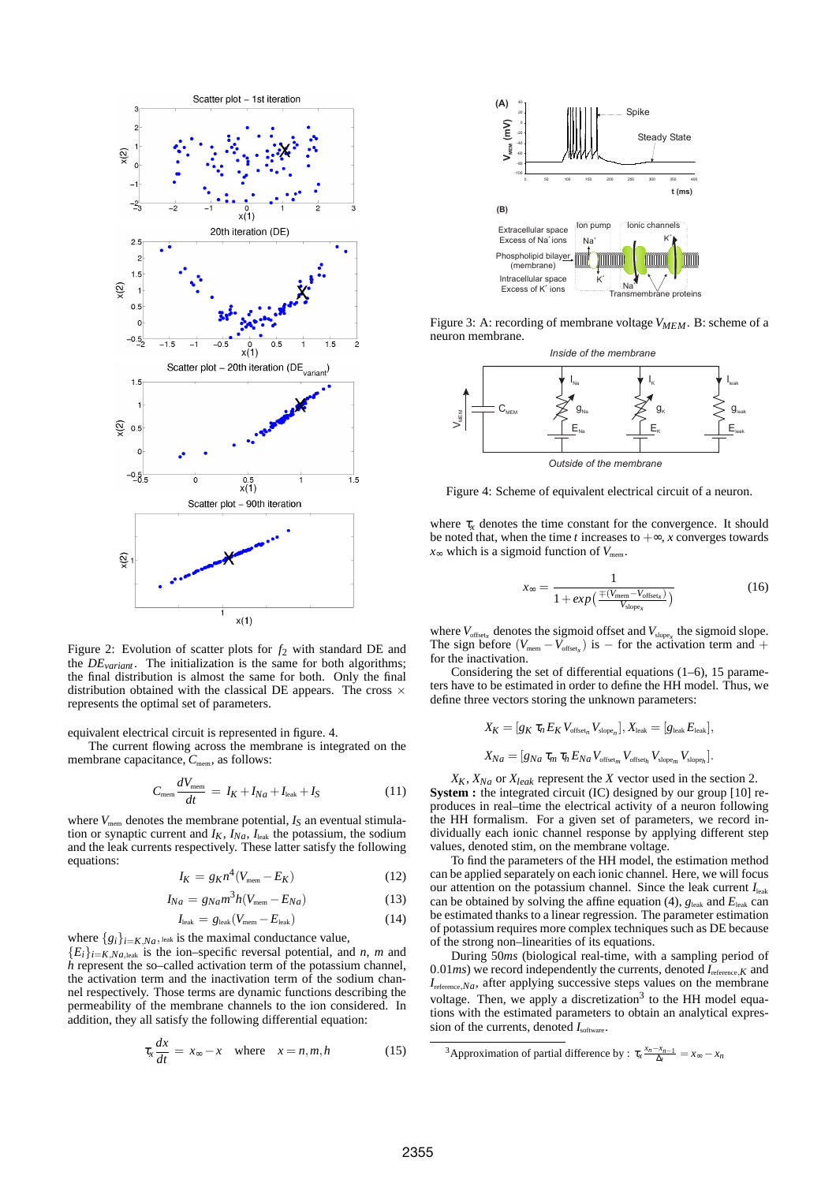Figure 2: Evolution of scatter plots for $f_2$ with standard DE and the $DE_{variant}$. The initialization is the same for both algorithms; the final distribution is almost the same for both. Only the final distribution obtained with the classical DE appears. The cross $\times$ represents the optimal set of parameters.

equivalent electrical circuit is represented in figure. 4.

The current flowing across the membrane is integrated on the membrane capacitance, $C_{\text{mem}}$, as follows:

$$C_{\text{mem}} \frac{dV_{\text{mem}}}{dt} = I_K + I_{Na} + I_{\text{leak}} + I_S \quad (11)$$

where $V_{\text{mem}}$ denotes the membrane potential, $I_S$ an eventual stimulation or synaptic current and $I_K$, $I_{Na}$, $I_{\text{leak}}$ the potassium, the sodium and the leak currents respectively. These latter satisfy the following equations:

$$I_K = g_K n^4 (V_{\text{mem}} - E_K) \quad (12)$$

$$I_{Na} = g_{Na} m^3 h (V_{\text{mem}} - E_{Na}) \quad (13)$$

$$I_{\text{leak}} = g_{\text{leak}} (V_{\text{mem}} - E_{\text{leak}}) \quad (14)$$

where $\{g_i\}_{i=K,Na,\text{leak}}$ is the maximal conductance value, $\{E_i\}_{i=K,Na,\text{leak}}$ is the ion–specific reversal potential, and $n$, $m$ and $h$ represent the so–called activation term of the potassium channel, the activation term and the inactivation term of the sodium channel respectively. Those terms are dynamic functions describing the permeability of the membrane channels to the ion considered. In addition, they all satisfy the following differential equation:

$$\tau_x \frac{dx}{dt} = x_\infty - x \quad \text{where} \quad x = n, m, h \quad (15)$$

Figure 3: A: recording of membrane voltage $V_{MEM}$. B: scheme of a neuron membrane.

Figure 4: Scheme of equivalent electrical circuit of a neuron.

where $\tau_x$ denotes the time constant for the convergence. It should be noted that, when the time $t$ increases to $+\infty$, $x$ converges towards $x_\infty$ which is a sigmoid function of $V_{\text{mem}}$.

$$x_\infty = \frac{1}{1 + exp\left(\frac{\mp(V_{\text{mem}} - V_{\text{offset}_x})}{V_{\text{slope}_x}}\right)} \quad (16)$$

where $V_{\text{offset}_x}$ denotes the sigmoid offset and $V_{\text{slope}_x}$ the sigmoid slope. The sign before $(V_{\text{mem}} - V_{\text{offset}_x})$ is $-$ for the activation term and $+$ for the inactivation.

Considering the set of differential equations (1–6), 15 parameters have to be estimated in order to define the HH model. Thus, we define three vectors storing the unknown parameters:

$$X_K = [g_K \ \tau_n \ E_K \ V_{\text{offset}_n} \ V_{\text{slope}_n}], X_{\text{leak}} = [g_{\text{leak}} \ E_{\text{leak}}],$$

$$X_{Na} = [g_{Na} \ \tau_m \ \tau_h \ E_{Na} \ V_{\text{offset}_m} \ V_{\text{offset}_h} \ V_{\text{slope}_m} \ V_{\text{slope}_h}].$$

$X_K$, $X_{Na}$ or $X_{leak}$ represent the $X$ vector used in the section 2.

**System :** the integrated circuit (IC) designed by our group [10] reproduces in real–time the electrical activity of a neuron following the HH formalism. For a given set of parameters, we record individually each ionic channel response by applying different step values, denoted stim, on the membrane voltage.

To find the parameters of the HH model, the estimation method can be applied separately on each ionic channel. Here, we will focus our attention on the potassium channel. Since the leak current $I_{\text{leak}}$ can be obtained by solving the affine equation (4), $g_{\text{leak}}$ and $E_{\text{leak}}$ can be estimated thanks to a linear regression. The parameter estimation of the potassium requires more complex techniques such as DE because of the strong non–linearities of its equations.

During $50ms$ (biological real-time, with a sampling period of $0.01ms$) we record independently the currents, denoted $I_{\text{reference},K}$ and $I_{\text{reference},Na}$, after applying successive steps values on the membrane voltage. Then, we apply a discretization[3] to the HH model equations with the estimated parameters to obtain an analytical expression of the currents, denoted $I_{\text{software}}$.

[3] Approximation of partial difference by : $\tau_x \frac{x_n - x_{n-1}}{\Delta t} = x_\infty - x_n$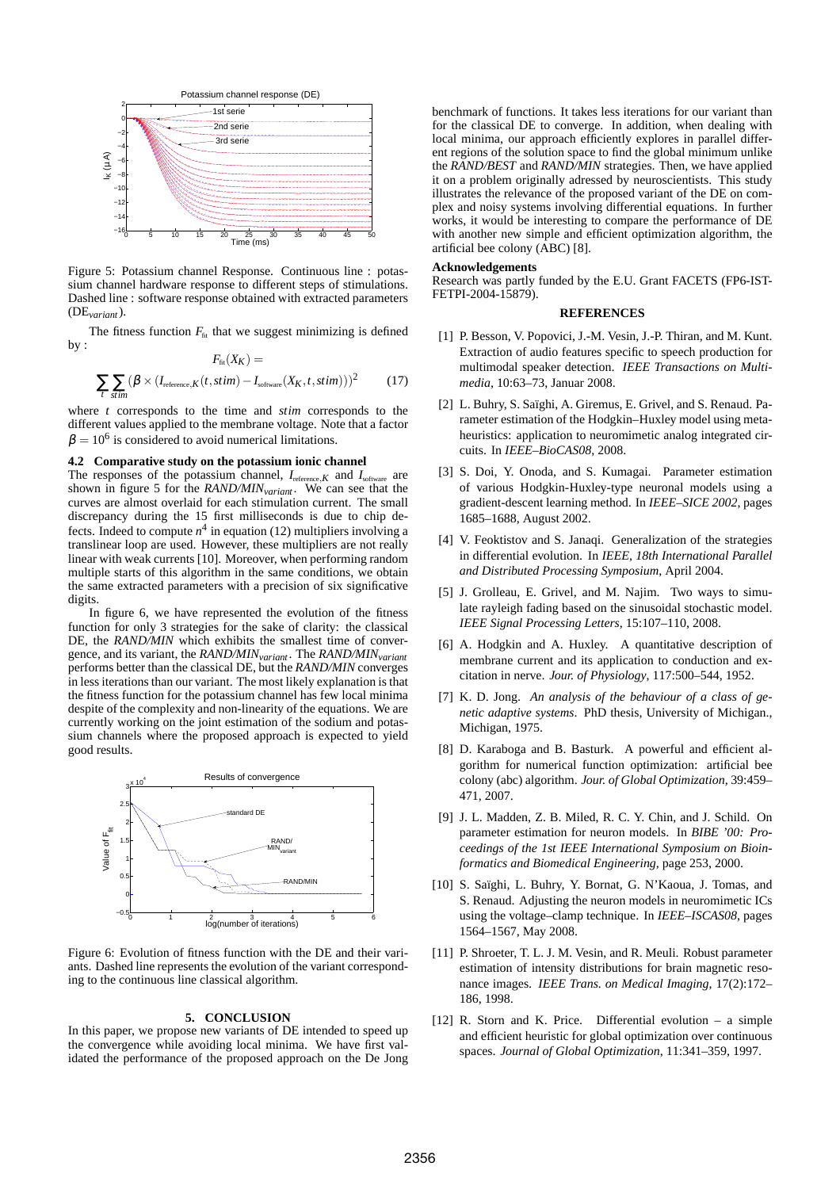Potassium channel response (DE)

1st serie

2nd serie

3rd serie

$I_K$ (μA)

Time (ms)

Figure 5: Potassium channel Response. Continuous line : potassium channel hardware response to different steps of stimulations. Dashed line : software response obtained with extracted parameters ($DE_{variant}$).

The fitness function $F_{fit}$ that we suggest minimizing is defined by :

$$F_{fit}(X_K) = \sum_t \sum_{stim} (\beta \times (I_{reference,K}(t,stim) - I_{software}(X_K,t,stim)))^2 \qquad (17)$$

where $t$ corresponds to the time and *stim* corresponds to the different values applied to the membrane voltage. Note that a factor $\beta = 10^6$ is considered to avoid numerical limitations.

### 4.2 Comparative study on the potassium ionic channel

The responses of the potassium channel, $I_{reference,K}$ and $I_{software}$ are shown in figure 5 for the $RAND/MIN_{variant}$. We can see that the curves are almost overlaid for each stimulation current. The small discrepancy during the 15 first milliseconds is due to chip defects. Indeed to compute $n^4$ in equation (12) multipliers involving a translinear loop are used. However, these multipliers are not really linear with weak currents [10]. Moreover, when performing random multiple starts of this algorithm in the same conditions, we obtain the same extracted parameters with a precision of six significative digits.

In figure 6, we have represented the evolution of the fitness function for only 3 strategies for the sake of clarity: the classical DE, the *RAND/MIN* which exhibits the smallest time of convergence, and its variant, the $RAND/MIN_{variant}$. The $RAND/MIN_{variant}$ performs better than the classical DE, but the *RAND/MIN* converges in less iterations than our variant. The most likely explanation is that the fitness function for the potassium channel has few local minima despite of the complexity and non-linearity of the equations. We are currently working on the joint estimation of the sodium and potassium channels where the proposed approach is expected to yield good results.

Results of convergence

standard DE

$RAND/MIN_{variant}$

RAND/MIN

Value of $F_{fit}$

log(number of iterations)

Figure 6: Evolution of fitness function with the DE and their variants. Dashed line represents the evolution of the variant corresponding to the continuous line classical algorithm.

## 5. CONCLUSION

In this paper, we propose new variants of DE intended to speed up the convergence while avoiding local minima. We have first validated the performance of the proposed approach on the De Jong benchmark of functions. It takes less iterations for our variant than for the classical DE to converge. In addition, when dealing with local minima, our approach efficiently explores in parallel different regions of the solution space to find the global minimum unlike the *RAND/BEST* and *RAND/MIN* strategies. Then, we have applied it on a problem originally adressed by neuroscientists. This study illustrates the relevance of the proposed variant of the DE on complex and noisy systems involving differential equations. In further works, it would be interesting to compare the performance of DE with another new simple and efficient optimization algorithm, the artificial bee colony (ABC) [8].

**Acknowledgements**

Research was partly funded by the E.U. Grant FACETS (FP6-IST-FETPI-2004-15879).

## REFERENCES

[1] P. Besson, V. Popovici, J.-M. Vesin, J.-P. Thiran, and M. Kunt. Extraction of audio features specific to speech production for multimodal speaker detection. *IEEE Transactions on Multimedia*, 10:63–73, Januar 2008.

[2] L. Buhry, S. Saïghi, A. Giremus, E. Grivel, and S. Renaud. Parameter estimation of the Hodgkin–Huxley model using metaheuristics: application to neuromimetic analog integrated circuits. In *IEEE–BioCAS08*, 2008.

[3] S. Doi, Y. Onoda, and S. Kumagai. Parameter estimation of various Hodgkin-Huxley-type neuronal models using a gradient-descent learning method. In *IEEE–SICE 2002*, pages 1685–1688, August 2002.

[4] V. Feoktistov and S. Janaqi. Generalization of the strategies in differential evolution. In *IEEE, 18th International Parallel and Distributed Processing Symposium*, April 2004.

[5] J. Grolleau, E. Grivel, and M. Najim. Two ways to simulate rayleigh fading based on the sinusoidal stochastic model. *IEEE Signal Processing Letters*, 15:107–110, 2008.

[6] A. Hodgkin and A. Huxley. A quantitative description of membrane current and its application to conduction and excitation in nerve. *Jour. of Physiology*, 117:500–544, 1952.

[7] K. D. Jong. *An analysis of the behaviour of a class of genetic adaptive systems*. PhD thesis, University of Michigan., Michigan, 1975.

[8] D. Karaboga and B. Basturk. A powerful and efficient algorithm for numerical function optimization: artificial bee colony (abc) algorithm. *Jour. of Global Optimization*, 39:459–471, 2007.

[9] J. L. Madden, Z. B. Miled, R. C. Y. Chin, and J. Schild. On parameter estimation for neuron models. In *BIBE '00: Proceedings of the 1st IEEE International Symposium on Bioinformatics and Biomedical Engineering*, page 253, 2000.

[10] S. Saïghi, L. Buhry, Y. Bornat, G. N'Kaoua, J. Tomas, and S. Renaud. Adjusting the neuron models in neuromimetic ICs using the voltage–clamp technique. In *IEEE–ISCAS08*, pages 1564–1567, May 2008.

[11] P. Shroeter, T. L. J. M. Vesin, and R. Meuli. Robust parameter estimation of intensity distributions for brain magnetic resonance images. *IEEE Trans. on Medical Imaging*, 17(2):172–186, 1998.

[12] R. Storn and K. Price. Differential evolution – a simple and efficient heuristic for global optimization over continuous spaces. *Journal of Global Optimization*, 11:341–359, 1997.